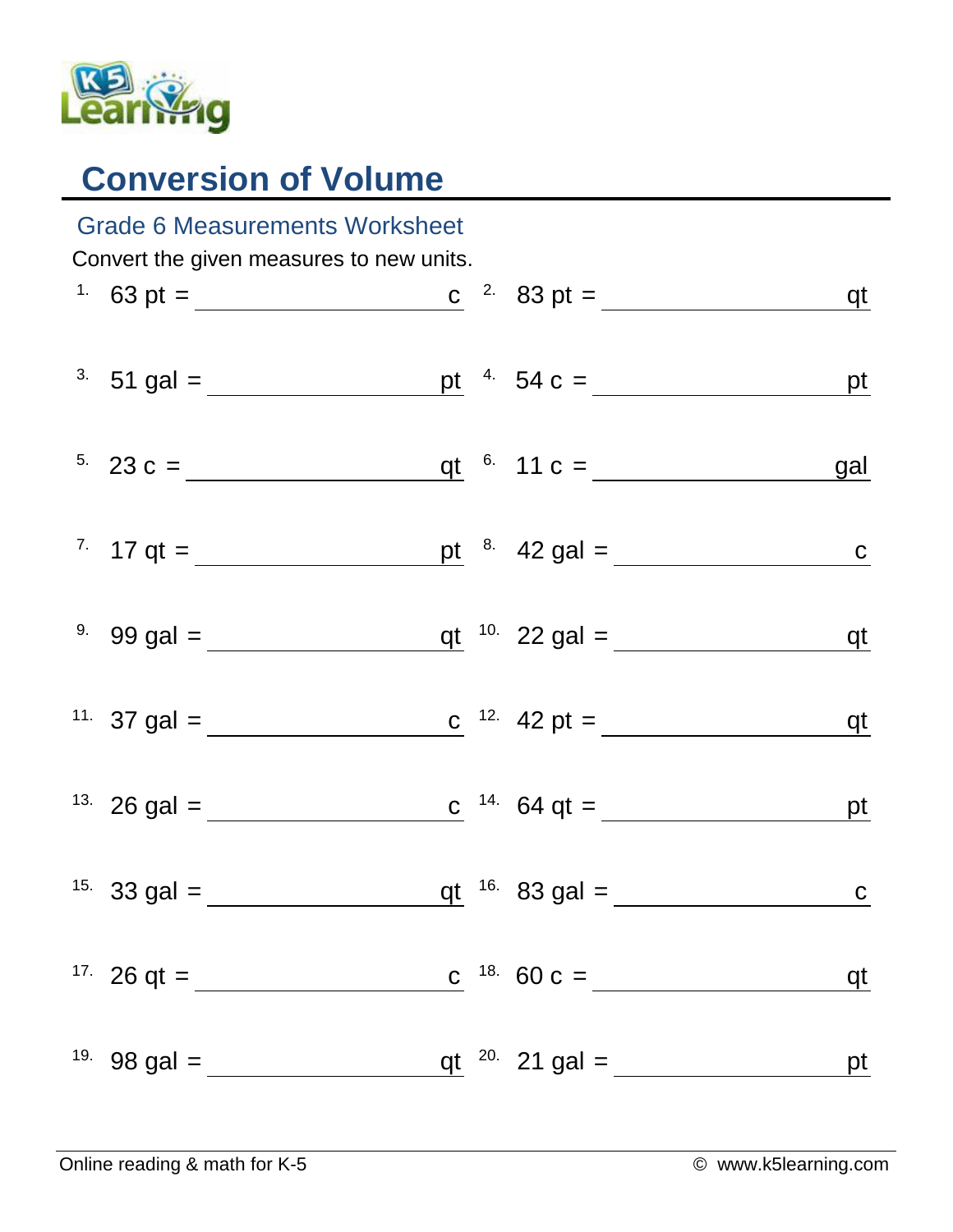# Conversion of Volume

## Grade 6 Measurements Worksheet

Convert the given measures to new units.

1. 63 pt = ____________ c
2. 83 pt = ____________ qt
3. 51 gal = ____________ pt
4. 54 c = ____________ pt
5. 23 c = ____________ qt
6. 11 c = ____________ gal
7. 17 qt = ____________ pt
8. 42 gal = ____________ c
9. 99 gal = ____________ qt
10. 22 gal = ____________ qt
11. 37 gal = ____________ c
12. 42 pt = ____________ qt
13. 26 gal = ____________ c
14. 64 qt = ____________ pt
15. 33 gal = ____________ qt
16. 83 gal = ____________ c
17. 26 qt = ____________ c
18. 60 c = ____________ qt
19. 98 gal = ____________ qt
20. 21 gal = ____________ pt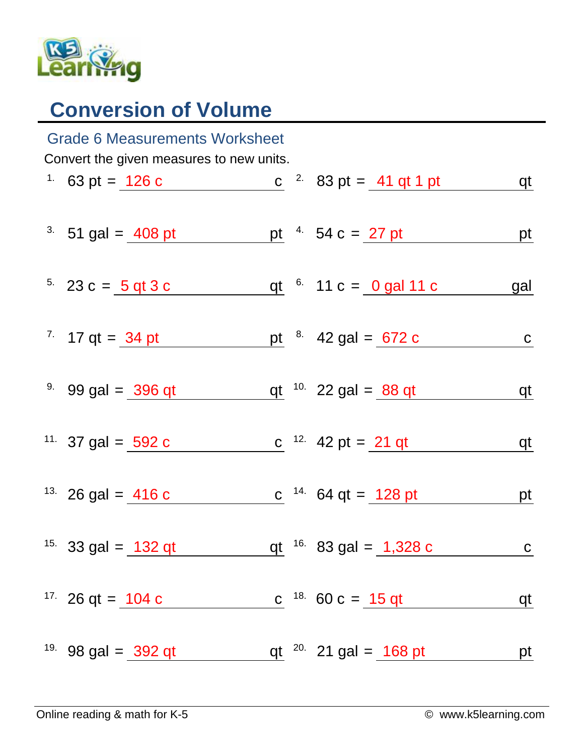# Conversion of Volume

## Grade 6 Measurements Worksheet

Convert the given measures to new units.

1. 63 pt = 126 c c
2. 83 pt = 41 qt 1 pt qt
3. 51 gal = 408 pt pt
4. 54 c = 27 pt pt
5. 23 c = 5 qt 3 c qt
6. 11 c = 0 gal 11 c gal
7. 17 qt = 34 pt pt
8. 42 gal = 672 c c
9. 99 gal = 396 qt qt
10. 22 gal = 88 qt qt
11. 37 gal = 592 c c
12. 42 pt = 21 qt qt
13. 26 gal = 416 c c
14. 64 qt = 128 pt pt
15. 33 gal = 132 qt qt
16. 83 gal = 1,328 c c
17. 26 qt = 104 c c
18. 60 c = 15 qt qt
19. 98 gal = 392 qt qt
20. 21 gal = 168 pt pt

Online reading & math for K-5 © www.k5learning.com